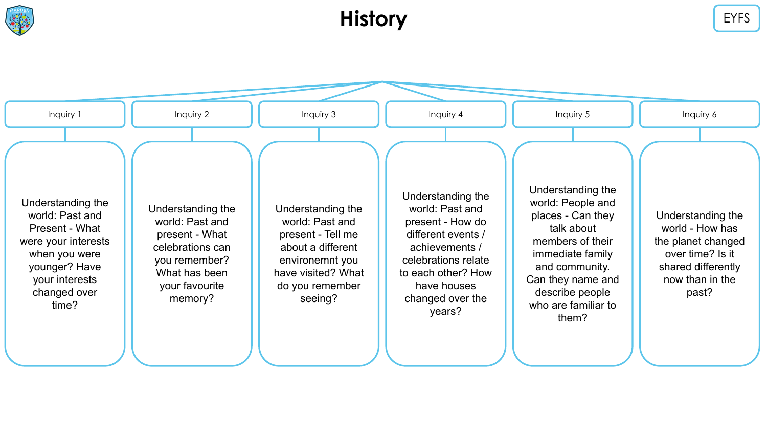# History

EYFS

## Inquiry 1

Understanding the world: Past and Present - What were your interests when you were younger? Have your interests changed over time?

## Inquiry 2

Understanding the world: Past and present - What celebrations can you remember? What has been your favourite memory?

## Inquiry 3

Understanding the world: Past and present - Tell me about a different environemnt you have visited? What do you remember seeing?

## Inquiry 4

Understanding the world: Past and present - How do different events / achievements / celebrations relate to each other? How have houses changed over the years?

## Inquiry 5

Understanding the world: People and places - Can they talk about members of their immediate family and community. Can they name and describe people who are familiar to them?

## Inquiry 6

Understanding the world - How has the planet changed over time? Is it shared differently now than in the past?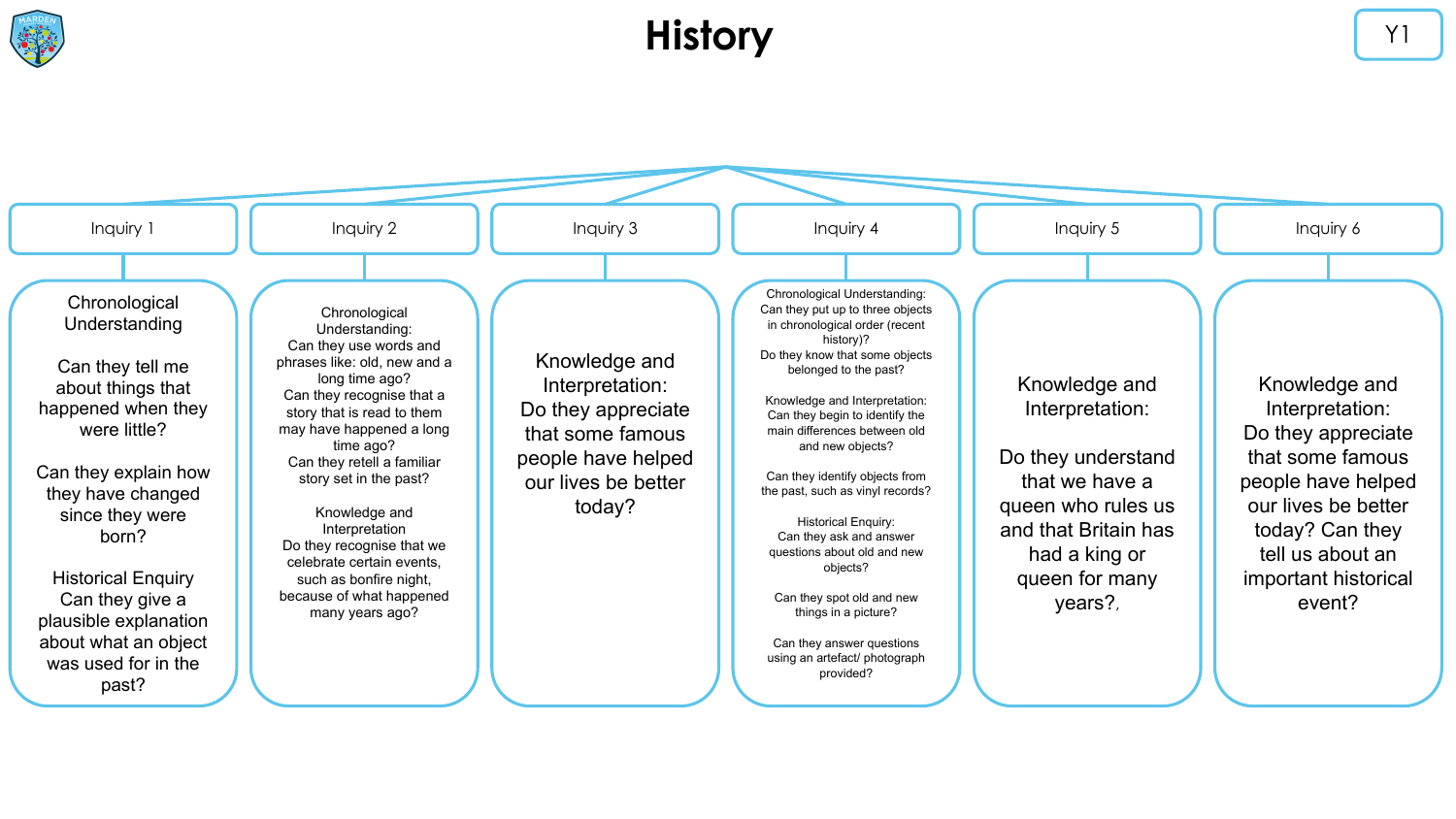# History

Y1

## Inquiry 1

Chronological Understanding

Can they tell me about things that happened when they were little?

Can they explain how they have changed since they were born?

Historical Enquiry
Can they give a plausible explanation about what an object was used for in the past?

## Inquiry 2

Chronological Understanding:
Can they use words and phrases like: old, new and a long time ago?
Can they recognise that a story that is read to them may have happened a long time ago?
Can they retell a familiar story set in the past?

Knowledge and Interpretation
Do they recognise that we celebrate certain events, such as bonfire night, because of what happened many years ago?

## Inquiry 3

Knowledge and Interpretation:
Do they appreciate that some famous people have helped our lives be better today?

## Inquiry 4

Chronological Understanding:
Can they put up to three objects in chronological order (recent history)?
Do they know that some objects belonged to the past?

Knowledge and Interpretation:
Can they begin to identify the main differences between old and new objects?

Can they identify objects from the past, such as vinyl records?

Historical Enquiry:
Can they ask and answer questions about old and new objects?

Can they spot old and new things in a picture?

Can they answer questions using an artefact/ photograph provided?

## Inquiry 5

Knowledge and Interpretation:

Do they understand that we have a queen who rules us and that Britain has had a king or queen for many years?,

## Inquiry 6

Knowledge and Interpretation:
Do they appreciate that some famous people have helped our lives be better today? Can they tell us about an important historical event?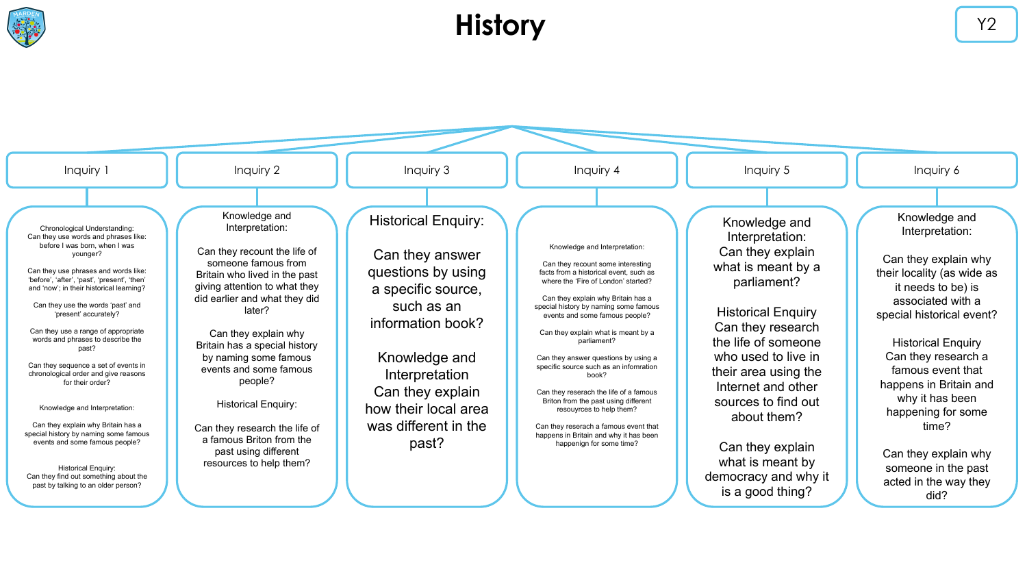# History

Y2

## Inquiry 1

Chronological Understanding:
Can they use words and phrases like: before I was born, when I was younger?

Can they use phrases and words like: 'before', 'after', 'past', 'present', 'then' and 'now'; in their historical learning?

Can they use the words 'past' and 'present' accurately?

Can they use a range of appropriate words and phrases to describe the past?

Can they sequence a set of events in chronological order and give reasons for their order?

Knowledge and Interpretation:

Can they explain why Britain has a special history by naming some famous events and some famous people?

Historical Enquiry:
Can they find out something about the past by talking to an older person?

## Inquiry 2

Knowledge and Interpretation:

Can they recount the life of someone famous from Britain who lived in the past giving attention to what they did earlier and what they did later?

Can they explain why Britain has a special history by naming some famous events and some famous people?

Historical Enquiry:

Can they research the life of a famous Briton from the past using different resources to help them?

## Inquiry 3

Historical Enquiry:

Can they answer questions by using a specific source, such as an information book?

Knowledge and Interpretation
Can they explain how their local area was different in the past?

## Inquiry 4

Knowledge and Interpretation:

Can they recount some interesting facts from a historical event, such as where the 'Fire of London' started?

Can they explain why Britain has a special history by naming some famous events and some famous people?

Can they explain what is meant by a parliament?

Can they answer questions by using a specific source such as an infomration book?

Can they reserach the life of a famous Briton from the past using different resouyrces to help them?

Can they reserach a famous event that happens in Britain and why it has been happenign for some time?

## Inquiry 5

Knowledge and Interpretation:
Can they explain what is meant by a parliament?

Historical Enquiry
Can they research the life of someone who used to live in their area using the Internet and other sources to find out about them?

Can they explain what is meant by democracy and why it is a good thing?

## Inquiry 6

Knowledge and Interpretation:

Can they explain why their locality (as wide as it needs to be) is associated with a special historical event?

Historical Enquiry
Can they research a famous event that happens in Britain and why it has been happening for some time?

Can they explain why someone in the past acted in the way they did?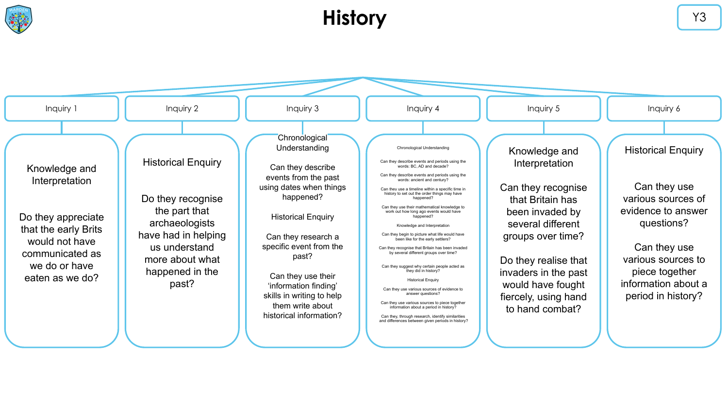# History

Y3

## Inquiry 1

Knowledge and Interpretation

Do they appreciate that the early Brits would not have communicated as we do or have eaten as we do?

## Inquiry 2

Historical Enquiry

Do they recognise the part that archaeologists have had in helping us understand more about what happened in the past?

## Inquiry 3

Chronological Understanding

Can they describe events from the past using dates when things happened?

Historical Enquiry

Can they research a specific event from the past?

Can they use their 'information finding' skills in writing to help them write about historical information?

## Inquiry 4

Chronological Understanding

Can they describe events and periods using the words: BC, AD and decade?

Can they describe events and periods using the words: ancient and century?

Can they use a timeline within a specific time in history to set out the order things may have happened?

Can they use their mathematical knowledge to work out how long ago events would have happened?

Knowledge and Interpretation

Can they begin to picture what life would have been like for the early settlers?

Can they recognise that Britain has been invaded by several different groups over time?

Can they suggest why certain people acted as they did in history?

Historical Enquiry

Can they use various sources of evidence to answer questions?

Can they use various sources to piece together information about a period in history?

Can they, through research, identify similarities and differences between given periods in history?

## Inquiry 5

Knowledge and Interpretation

Can they recognise that Britain has been invaded by several different groups over time?

Do they realise that invaders in the past would have fought fiercely, using hand to hand combat?

## Inquiry 6

Historical Enquiry

Can they use various sources of evidence to answer questions?

Can they use various sources to piece together information about a period in history?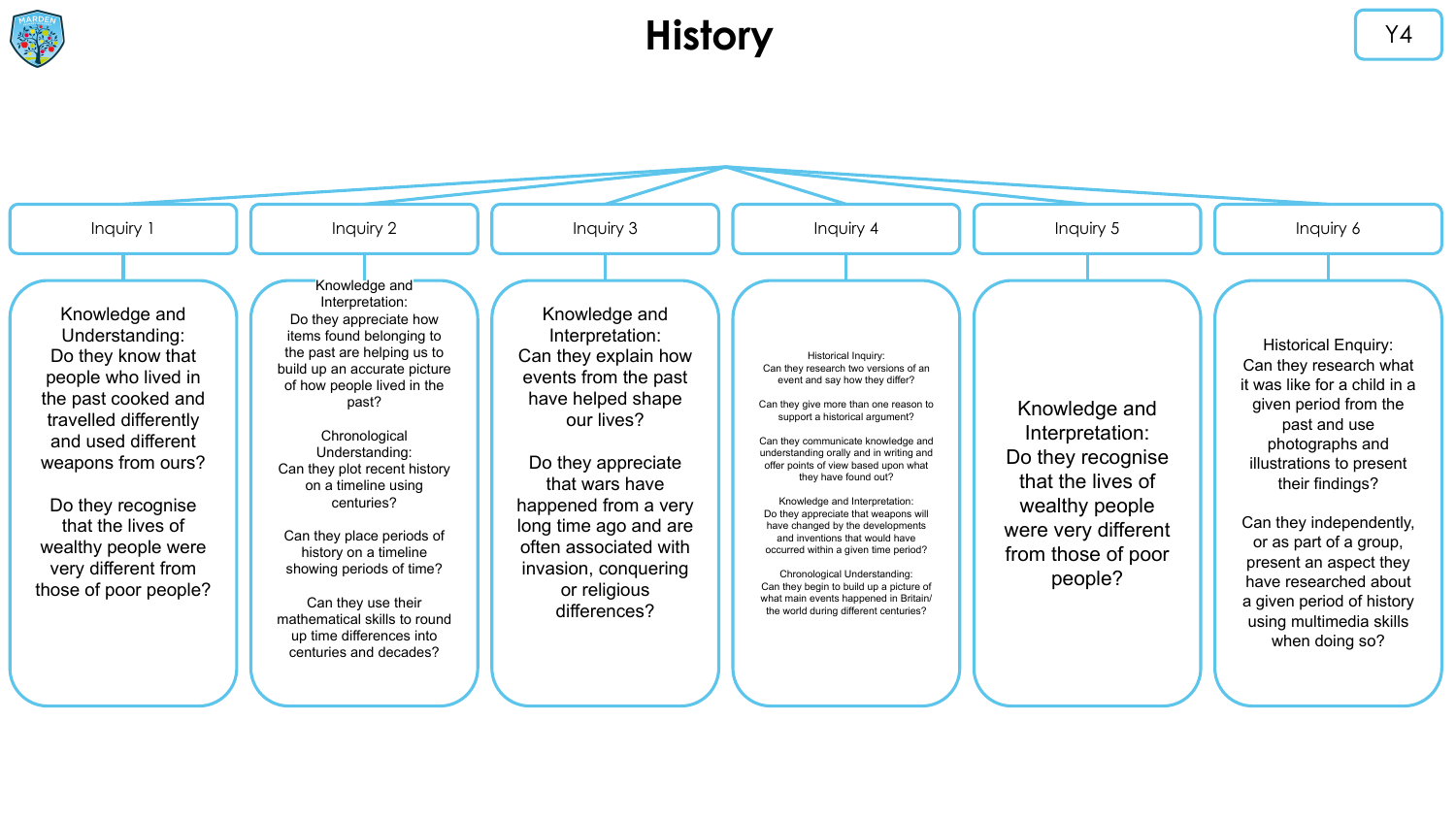# History

Y4

## Inquiry 1

Knowledge and Understanding:
Do they know that people who lived in the past cooked and travelled differently and used different weapons from ours?

Do they recognise that the lives of wealthy people were very different from those of poor people?

## Inquiry 2

Knowledge and Interpretation:
Do they appreciate how items found belonging to the past are helping us to build up an accurate picture of how people lived in the past?

Chronological Understanding:
Can they plot recent history on a timeline using centuries?

Can they place periods of history on a timeline showing periods of time?

Can they use their mathematical skills to round up time differences into centuries and decades?

## Inquiry 3

Knowledge and Interpretation:
Can they explain how events from the past have helped shape our lives?

Do they appreciate that wars have happened from a very long time ago and are often associated with invasion, conquering or religious differences?

## Inquiry 4

Historical Inquiry:
Can they research two versions of an event and say how they differ?

Can they give more than one reason to support a historical argument?

Can they communicate knowledge and understanding orally and in writing and offer points of view based upon what they have found out?

Knowledge and Interpretation:
Do they appreciate that weapons will have changed by the developments and inventions that would have occurred within a given time period?

Chronological Understanding:
Can they begin to build up a picture of what main events happened in Britain/ the world during different centuries?

## Inquiry 5

Knowledge and Interpretation:
Do they recognise that the lives of wealthy people were very different from those of poor people?

## Inquiry 6

Historical Enquiry:
Can they research what it was like for a child in a given period from the past and use photographs and illustrations to present their findings?

Can they independently, or as part of a group, present an aspect they have researched about a given period of history using multimedia skills when doing so?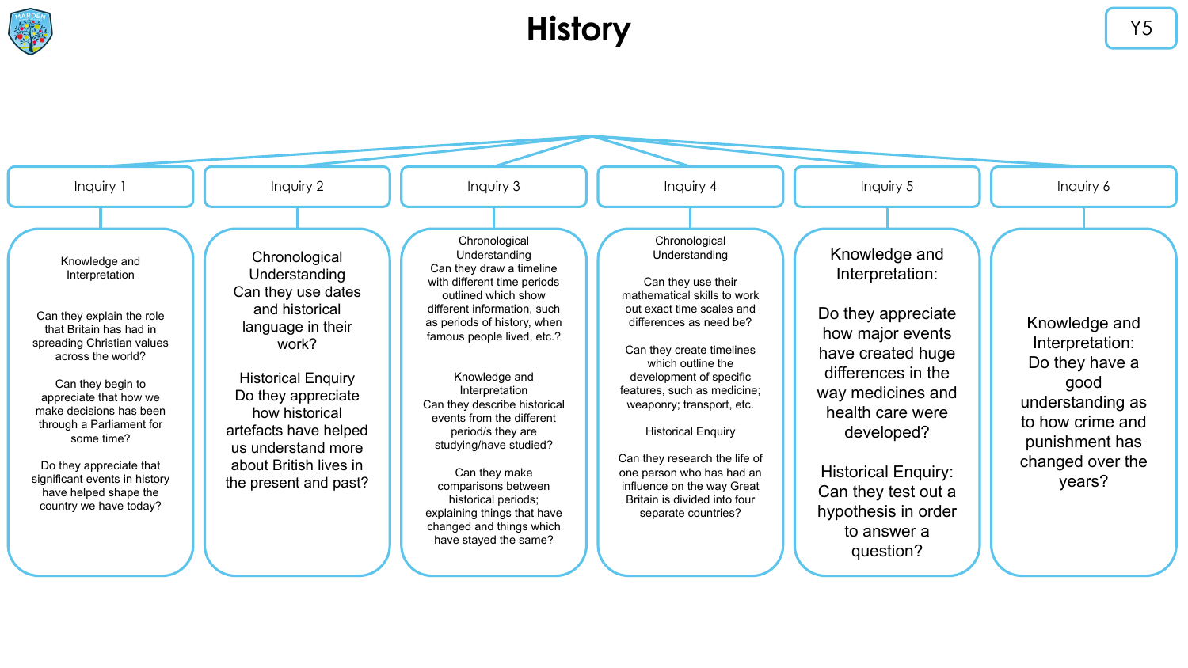# History

Y5

## Inquiry 1

Knowledge and Interpretation

Can they explain the role that Britain has had in spreading Christian values across the world?

Can they begin to appreciate that how we make decisions has been through a Parliament for some time?

Do they appreciate that significant events in history have helped shape the country we have today?

## Inquiry 2

Chronological Understanding
Can they use dates and historical language in their work?

Historical Enquiry
Do they appreciate how historical artefacts have helped us understand more about British lives in the present and past?

## Inquiry 3

Chronological Understanding
Can they draw a timeline with different time periods outlined which show different information, such as periods of history, when famous people lived, etc.?

Knowledge and Interpretation
Can they describe historical events from the different period/s they are studying/have studied?

Can they make comparisons between historical periods; explaining things that have changed and things which have stayed the same?

## Inquiry 4

Chronological Understanding

Can they use their mathematical skills to work out exact time scales and differences as need be?

Can they create timelines which outline the development of specific features, such as medicine; weaponry; transport, etc.

Historical Enquiry

Can they research the life of one person who has had an influence on the way Great Britain is divided into four separate countries?

## Inquiry 5

Knowledge and Interpretation:

Do they appreciate how major events have created huge differences in the way medicines and health care were developed?

Historical Enquiry:
Can they test out a hypothesis in order to answer a question?

## Inquiry 6

Knowledge and Interpretation:
Do they have a good understanding as to how crime and punishment has changed over the years?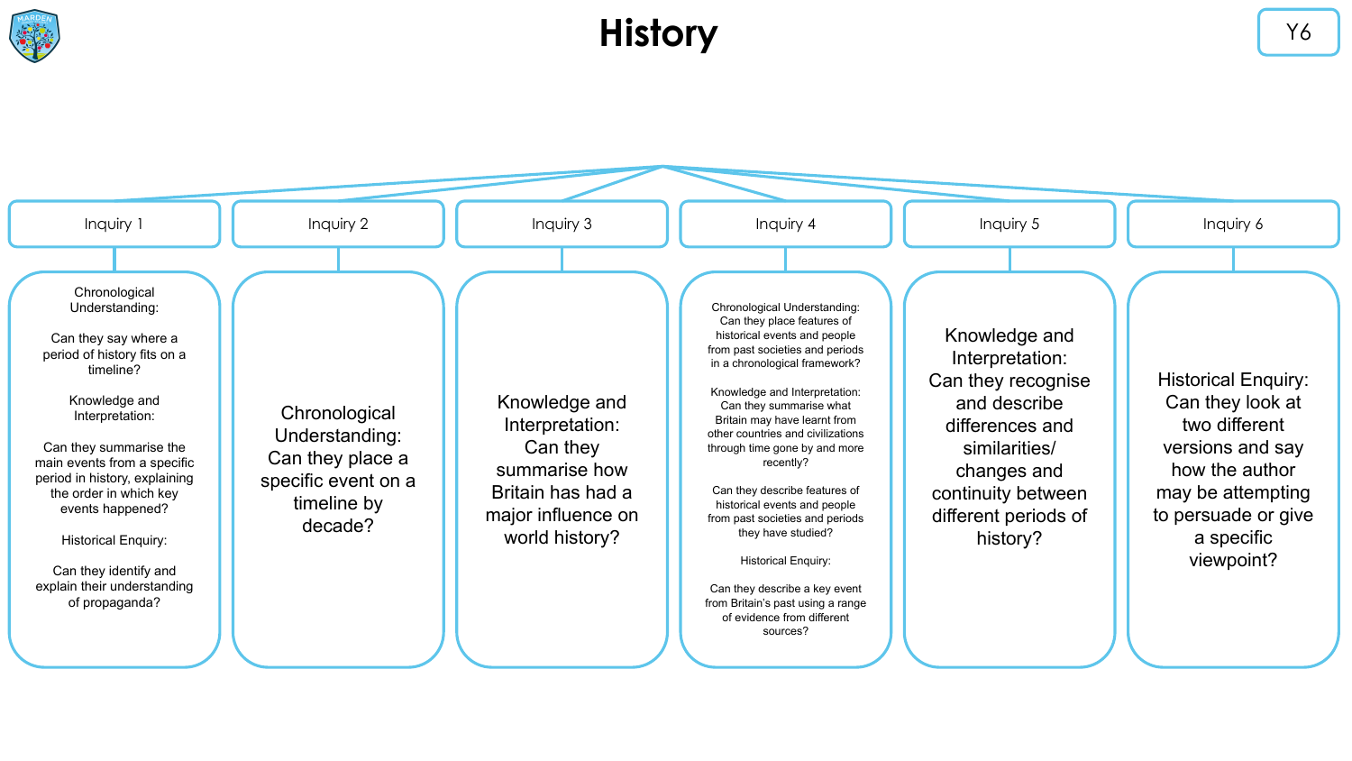# History

Y6

## Inquiry 1

Chronological Understanding:

Can they say where a period of history fits on a timeline?

Knowledge and Interpretation:

Can they summarise the main events from a specific period in history, explaining the order in which key events happened?

Historical Enquiry:

Can they identify and explain their understanding of propaganda?

## Inquiry 2

Chronological Understanding: Can they place a specific event on a timeline by decade?

## Inquiry 3

Knowledge and Interpretation: Can they summarise how Britain has had a major influence on world history?

## Inquiry 4

Chronological Understanding: Can they place features of historical events and people from past societies and periods in a chronological framework?

Knowledge and Interpretation: Can they summarise what Britain may have learnt from other countries and civilizations through time gone by and more recently?

Can they describe features of historical events and people from past societies and periods they have studied?

Historical Enquiry:

Can they describe a key event from Britain's past using a range of evidence from different sources?

## Inquiry 5

Knowledge and Interpretation: Can they recognise and describe differences and similarities/ changes and continuity between different periods of history?

## Inquiry 6

Historical Enquiry: Can they look at two different versions and say how the author may be attempting to persuade or give a specific viewpoint?